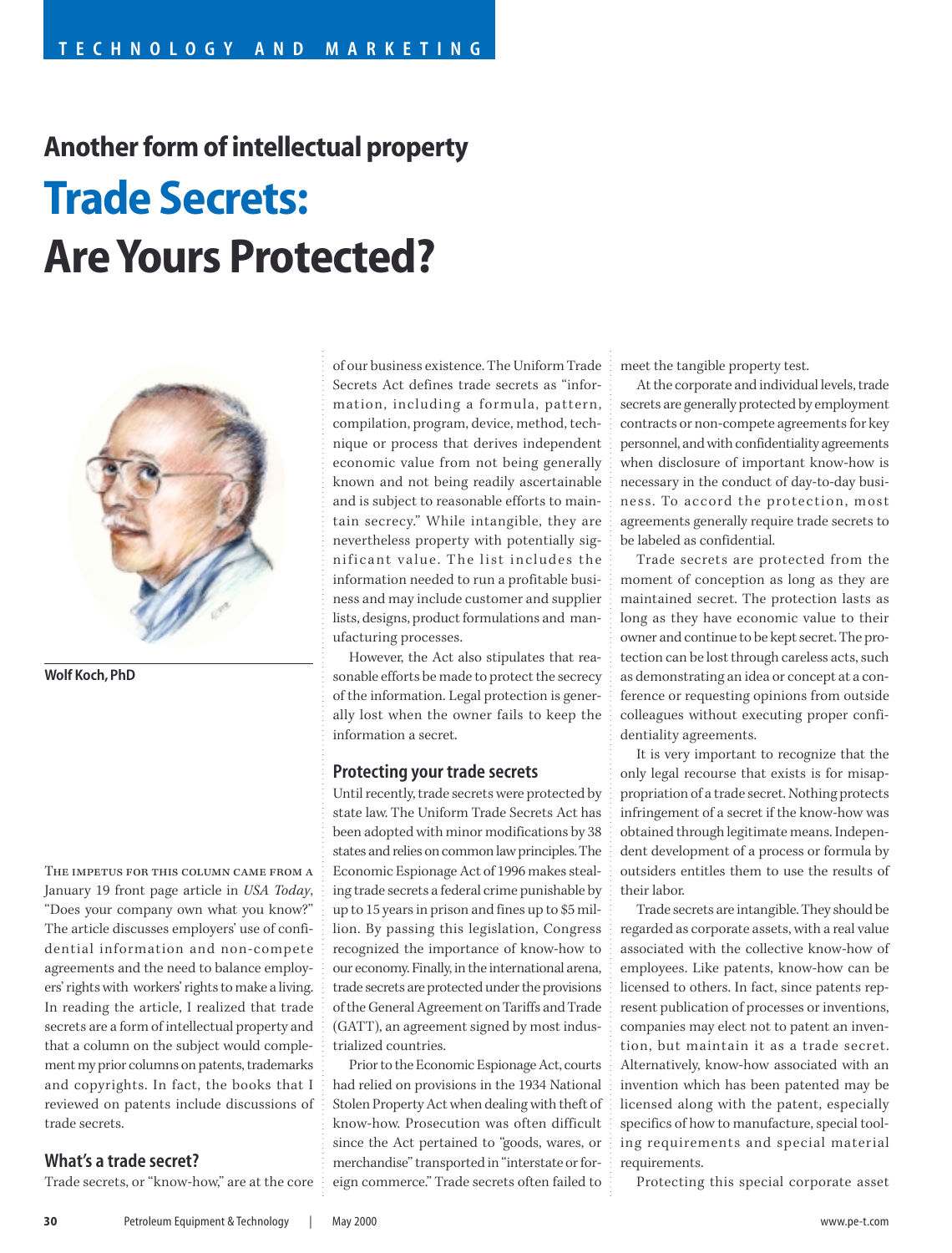TECHNOLOGY AND MARKETING

## Another form of intellectual property

# Trade Secrets: Are Yours Protected?

**Wolf Koch, PhD**

THE IMPETUS FOR THIS COLUMN CAME FROM A January 19 front page article in *USA Today*, "Does your company own what you know?" The article discusses employers' use of confidential information and non-compete agreements and the need to balance employers' rights with workers' rights to make a living. In reading the article, I realized that trade secrets are a form of intellectual property and that a column on the subject would complement my prior columns on patents, trademarks and copyrights. In fact, the books that I reviewed on patents include discussions of trade secrets.

### What's a trade secret?

Trade secrets, or "know-how," are at the core of our business existence. The Uniform Trade Secrets Act defines trade secrets as "information, including a formula, pattern, compilation, program, device, method, technique or process that derives independent economic value from not being generally known and not being readily ascertainable and is subject to reasonable efforts to maintain secrecy." While intangible, they are nevertheless property with potentially significant value. The list includes the information needed to run a profitable business and may include customer and supplier lists, designs, product formulations and manufacturing processes.

However, the Act also stipulates that reasonable efforts be made to protect the secrecy of the information. Legal protection is generally lost when the owner fails to keep the information a secret.

### Protecting your trade secrets

Until recently, trade secrets were protected by state law. The Uniform Trade Secrets Act has been adopted with minor modifications by 38 states and relies on common law principles. The Economic Espionage Act of 1996 makes stealing trade secrets a federal crime punishable by up to 15 years in prison and fines up to $5 million. By passing this legislation, Congress recognized the importance of know-how to our economy. Finally, in the international arena, trade secrets are protected under the provisions of the General Agreement on Tariffs and Trade (GATT), an agreement signed by most industrialized countries.

Prior to the Economic Espionage Act, courts had relied on provisions in the 1934 National Stolen Property Act when dealing with theft of know-how. Prosecution was often difficult since the Act pertained to "goods, wares, or merchandise" transported in "interstate or foreign commerce." Trade secrets often failed to meet the tangible property test.

At the corporate and individual levels, trade secrets are generally protected by employment contracts or non-compete agreements for key personnel, and with confidentiality agreements when disclosure of important know-how is necessary in the conduct of day-to-day business. To accord the protection, most agreements generally require trade secrets to be labeled as confidential.

Trade secrets are protected from the moment of conception as long as they are maintained secret. The protection lasts as long as they have economic value to their owner and continue to be kept secret. The protection can be lost through careless acts, such as demonstrating an idea or concept at a conference or requesting opinions from outside colleagues without executing proper confidentiality agreements.

It is very important to recognize that the only legal recourse that exists is for misappropriation of a trade secret. Nothing protects infringement of a secret if the know-how was obtained through legitimate means. Independent development of a process or formula by outsiders entitles them to use the results of their labor.

Trade secrets are intangible. They should be regarded as corporate assets, with a real value associated with the collective know-how of employees. Like patents, know-how can be licensed to others. In fact, since patents represent publication of processes or inventions, companies may elect not to patent an invention, but maintain it as a trade secret. Alternatively, know-how associated with an invention which has been patented may be licensed along with the patent, especially specifics of how to manufacture, special tooling requirements and special material requirements.

Protecting this special corporate asset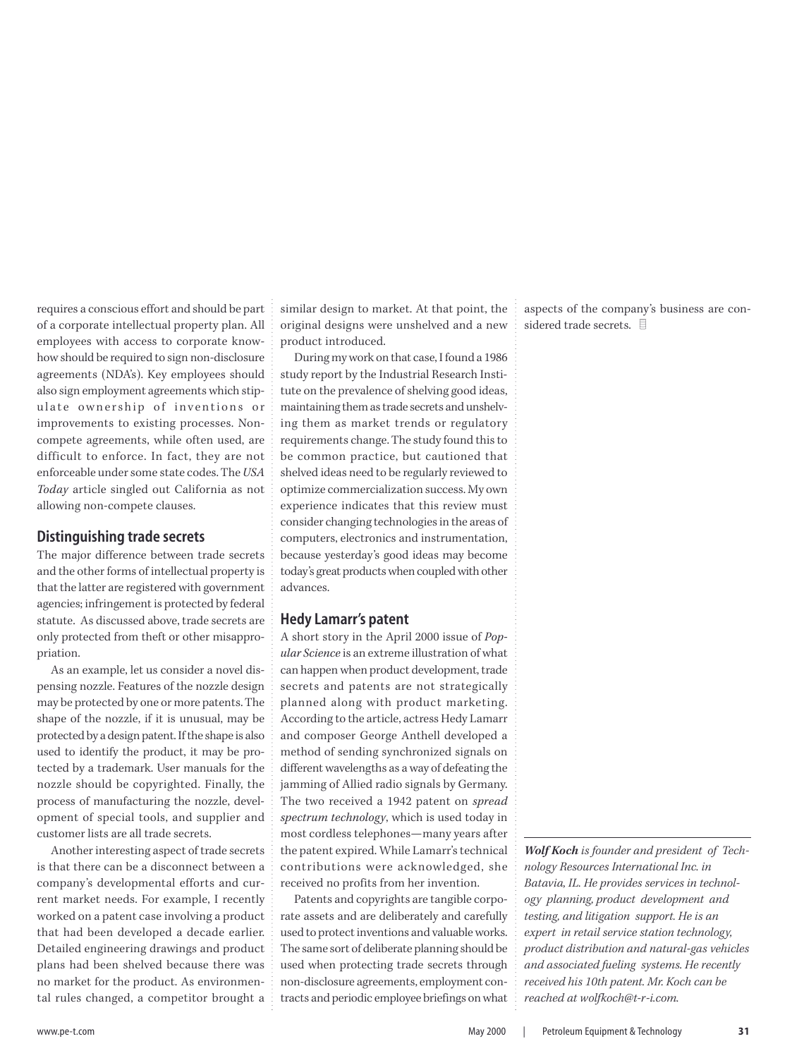requires a conscious effort and should be part of a corporate intellectual property plan. All employees with access to corporate know-how should be required to sign non-disclosure agreements (NDA's). Key employees should also sign employment agreements which stipulate ownership of inventions or improvements to existing processes. Non-compete agreements, while often used, are difficult to enforce. In fact, they are not enforceable under some state codes. The *USA Today* article singled out California as not allowing non-compete clauses.

## Distinguishing trade secrets

The major difference between trade secrets and the other forms of intellectual property is that the latter are registered with government agencies; infringement is protected by federal statute. As discussed above, trade secrets are only protected from theft or other misappropriation.

As an example, let us consider a novel dispensing nozzle. Features of the nozzle design may be protected by one or more patents. The shape of the nozzle, if it is unusual, may be protected by a design patent. If the shape is also used to identify the product, it may be protected by a trademark. User manuals for the nozzle should be copyrighted. Finally, the process of manufacturing the nozzle, development of special tools, and supplier and customer lists are all trade secrets.

Another interesting aspect of trade secrets is that there can be a disconnect between a company's developmental efforts and current market needs. For example, I recently worked on a patent case involving a product that had been developed a decade earlier. Detailed engineering drawings and product plans had been shelved because there was no market for the product. As environmental rules changed, a competitor brought a similar design to market. At that point, the original designs were unshelved and a new product introduced.

During my work on that case, I found a 1986 study report by the Industrial Research Institute on the prevalence of shelving good ideas, maintaining them as trade secrets and unshelving them as market trends or regulatory requirements change. The study found this to be common practice, but cautioned that shelved ideas need to be regularly reviewed to optimize commercialization success. My own experience indicates that this review must consider changing technologies in the areas of computers, electronics and instrumentation, because yesterday's good ideas may become today's great products when coupled with other advances.

## Hedy Lamarr's patent

A short story in the April 2000 issue of *Popular Science* is an extreme illustration of what can happen when product development, trade secrets and patents are not strategically planned along with product marketing. According to the article, actress Hedy Lamarr and composer George Anthell developed a method of sending synchronized signals on different wavelengths as a way of defeating the jamming of Allied radio signals by Germany. The two received a 1942 patent on *spread spectrum technology*, which is used today in most cordless telephones—many years after the patent expired. While Lamarr's technical contributions were acknowledged, she received no profits from her invention.

Patents and copyrights are tangible corporate assets and are deliberately and carefully used to protect inventions and valuable works. The same sort of deliberate planning should be used when protecting trade secrets through non-disclosure agreements, employment contracts and periodic employee briefings on what aspects of the company's business are considered trade secrets.

***Wolf Koch** is founder and president of Technology Resources International Inc. in Batavia, IL. He provides services in technology planning, product development and testing, and litigation support. He is an expert in retail service station technology, product distribution and natural-gas vehicles and associated fueling systems. He recently received his 10th patent. Mr. Koch can be reached at wolfkoch@t-r-i.com.*